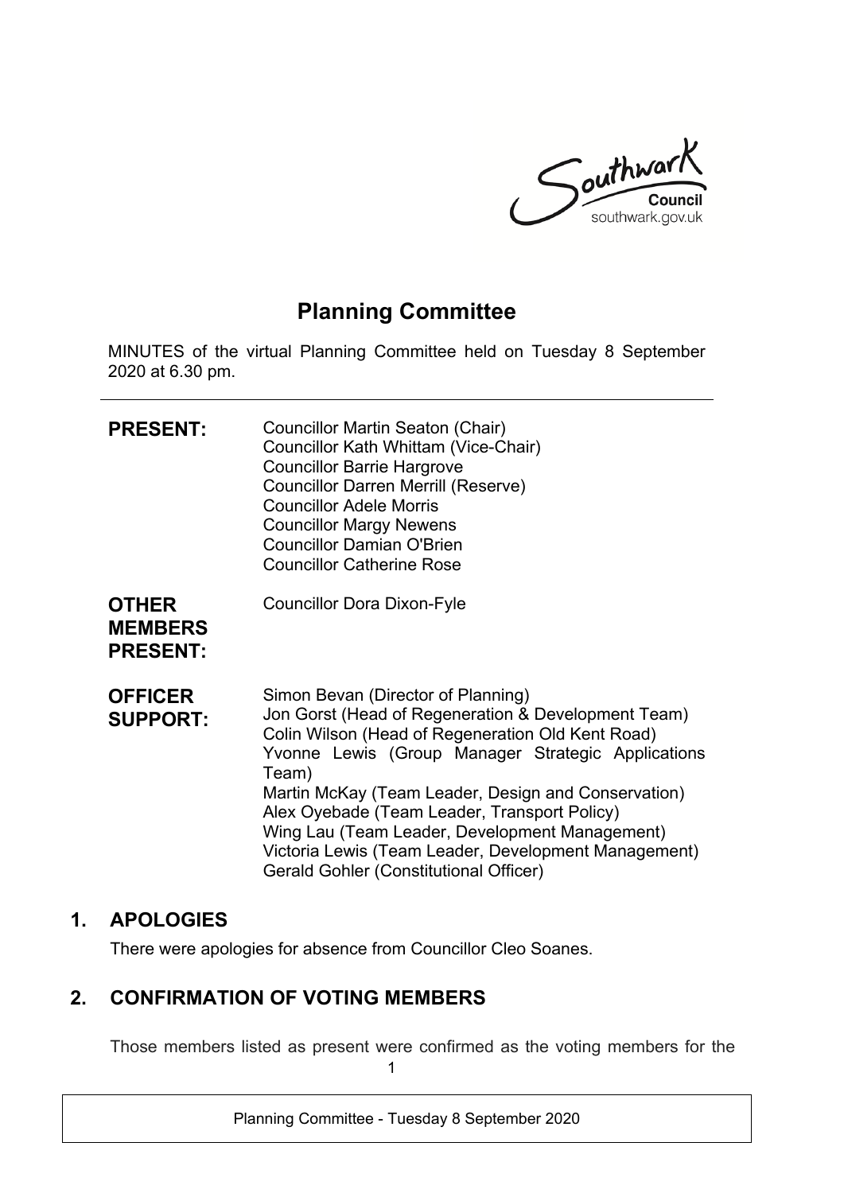Southwark Council
southwark.gov.uk

# Planning Committee

MINUTES of the virtual Planning Committee held on Tuesday 8 September 2020 at 6.30 pm.

---

**PRESENT:**
Councillor Martin Seaton (Chair)
Councillor Kath Whittam (Vice-Chair)
Councillor Barrie Hargrove
Councillor Darren Merrill (Reserve)
Councillor Adele Morris
Councillor Margy Newens
Councillor Damian O'Brien
Councillor Catherine Rose

**OTHER MEMBERS PRESENT:**
Councillor Dora Dixon-Fyle

**OFFICER SUPPORT:**
Simon Bevan (Director of Planning)
Jon Gorst (Head of Regeneration & Development Team)
Colin Wilson (Head of Regeneration Old Kent Road)
Yvonne Lewis (Group Manager Strategic Applications Team)
Martin McKay (Team Leader, Design and Conservation)
Alex Oyebade (Team Leader, Transport Policy)
Wing Lau (Team Leader, Development Management)
Victoria Lewis (Team Leader, Development Management)
Gerald Gohler (Constitutional Officer)

## 1. APOLOGIES

There were apologies for absence from Councillor Cleo Soanes.

## 2. CONFIRMATION OF VOTING MEMBERS

Those members listed as present were confirmed as the voting members for the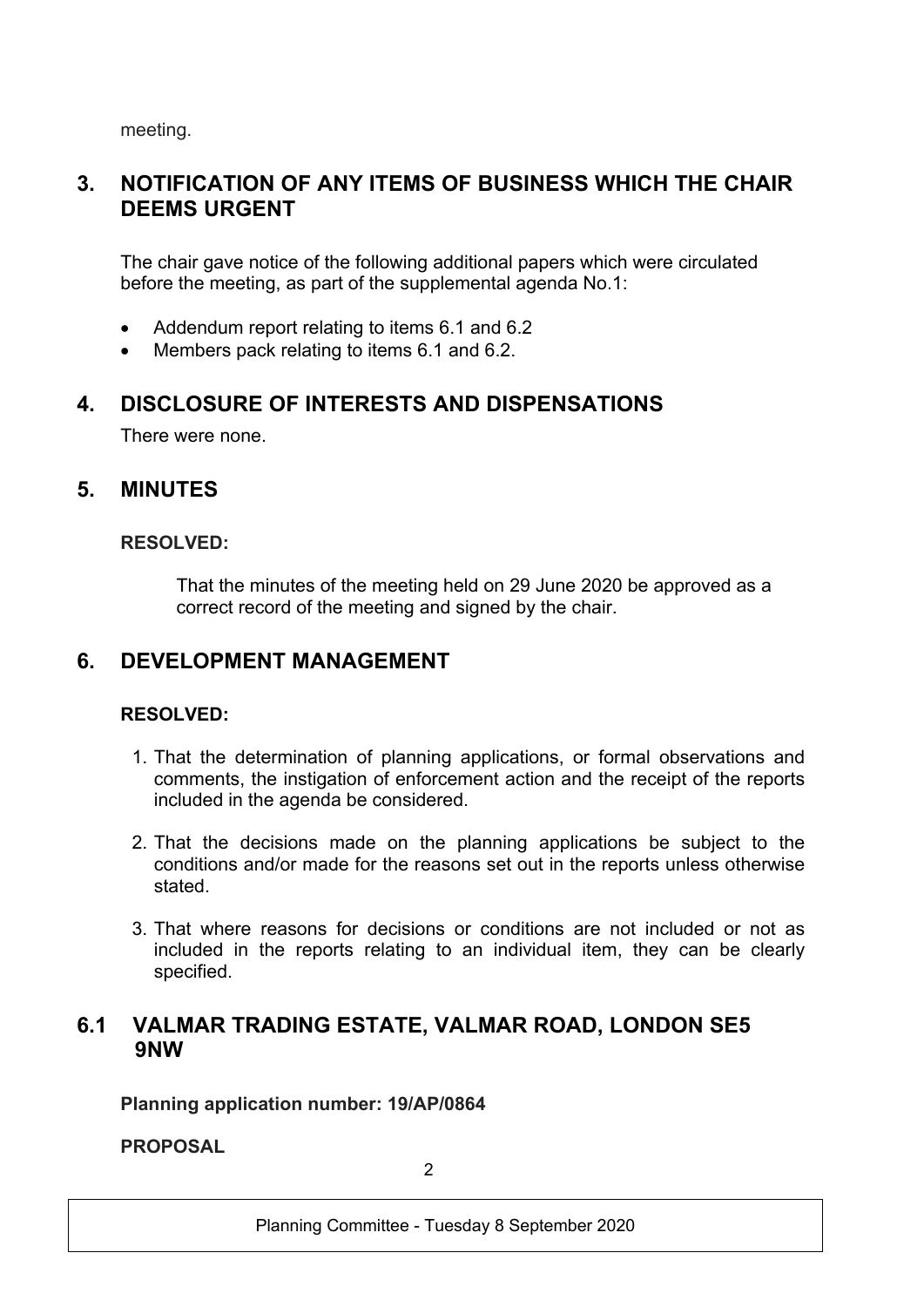meeting.

## 3. NOTIFICATION OF ANY ITEMS OF BUSINESS WHICH THE CHAIR DEEMS URGENT

The chair gave notice of the following additional papers which were circulated before the meeting, as part of the supplemental agenda No.1:

- Addendum report relating to items 6.1 and 6.2
- Members pack relating to items 6.1 and 6.2.

## 4. DISCLOSURE OF INTERESTS AND DISPENSATIONS

There were none.

## 5. MINUTES

**RESOLVED:**

That the minutes of the meeting held on 29 June 2020 be approved as a correct record of the meeting and signed by the chair.

## 6. DEVELOPMENT MANAGEMENT

**RESOLVED:**

1. That the determination of planning applications, or formal observations and comments, the instigation of enforcement action and the receipt of the reports included in the agenda be considered.
2. That the decisions made on the planning applications be subject to the conditions and/or made for the reasons set out in the reports unless otherwise stated.
3. That where reasons for decisions or conditions are not included or not as included in the reports relating to an individual item, they can be clearly specified.

## 6.1 VALMAR TRADING ESTATE, VALMAR ROAD, LONDON SE5 9NW

**Planning application number: 19/AP/0864**

**PROPOSAL**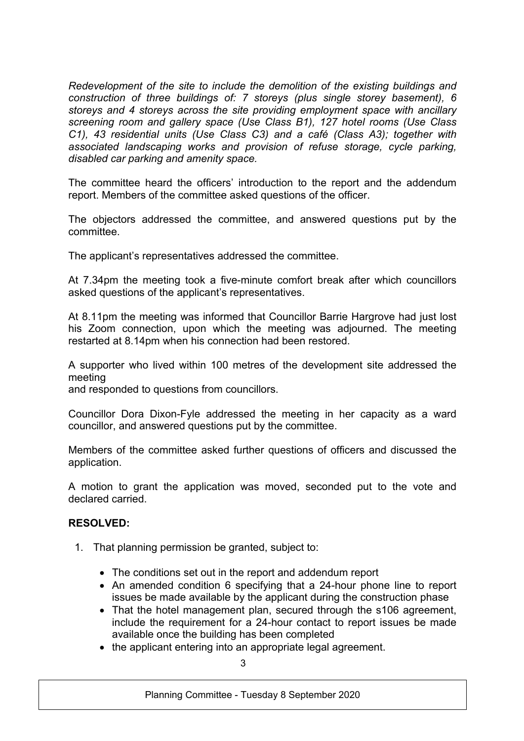*Redevelopment of the site to include the demolition of the existing buildings and construction of three buildings of: 7 storeys (plus single storey basement), 6 storeys and 4 storeys across the site providing employment space with ancillary screening room and gallery space (Use Class B1), 127 hotel rooms (Use Class C1), 43 residential units (Use Class C3) and a café (Class A3); together with associated landscaping works and provision of refuse storage, cycle parking, disabled car parking and amenity space.*

The committee heard the officers' introduction to the report and the addendum report. Members of the committee asked questions of the officer.

The objectors addressed the committee, and answered questions put by the committee.

The applicant's representatives addressed the committee.

At 7.34pm the meeting took a five-minute comfort break after which councillors asked questions of the applicant's representatives.

At 8.11pm the meeting was informed that Councillor Barrie Hargrove had just lost his Zoom connection, upon which the meeting was adjourned. The meeting restarted at 8.14pm when his connection had been restored.

A supporter who lived within 100 metres of the development site addressed the meeting
and responded to questions from councillors.

Councillor Dora Dixon-Fyle addressed the meeting in her capacity as a ward councillor, and answered questions put by the committee.

Members of the committee asked further questions of officers and discussed the application.

A motion to grant the application was moved, seconded put to the vote and declared carried.

**RESOLVED:**

1. That planning permission be granted, subject to:

   - The conditions set out in the report and addendum report
   - An amended condition 6 specifying that a 24-hour phone line to report issues be made available by the applicant during the construction phase
   - That the hotel management plan, secured through the s106 agreement, include the requirement for a 24-hour contact to report issues be made available once the building has been completed
   - the applicant entering into an appropriate legal agreement.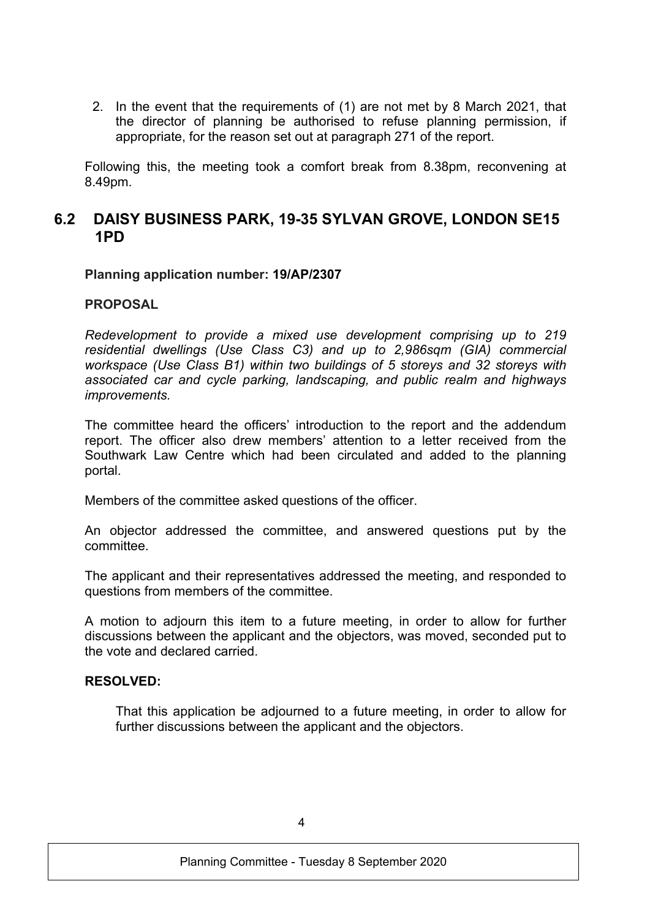2. In the event that the requirements of (1) are not met by 8 March 2021, that the director of planning be authorised to refuse planning permission, if appropriate, for the reason set out at paragraph 271 of the report.

Following this, the meeting took a comfort break from 8.38pm, reconvening at 8.49pm.

## 6.2 DAISY BUSINESS PARK, 19-35 SYLVAN GROVE, LONDON SE15 1PD

**Planning application number: 19/AP/2307**

**PROPOSAL**

*Redevelopment to provide a mixed use development comprising up to 219 residential dwellings (Use Class C3) and up to 2,986sqm (GIA) commercial workspace (Use Class B1) within two buildings of 5 storeys and 32 storeys with associated car and cycle parking, landscaping, and public realm and highways improvements.*

The committee heard the officers' introduction to the report and the addendum report. The officer also drew members' attention to a letter received from the Southwark Law Centre which had been circulated and added to the planning portal.

Members of the committee asked questions of the officer.

An objector addressed the committee, and answered questions put by the committee.

The applicant and their representatives addressed the meeting, and responded to questions from members of the committee.

A motion to adjourn this item to a future meeting, in order to allow for further discussions between the applicant and the objectors, was moved, seconded put to the vote and declared carried.

**RESOLVED:**

That this application be adjourned to a future meeting, in order to allow for further discussions between the applicant and the objectors.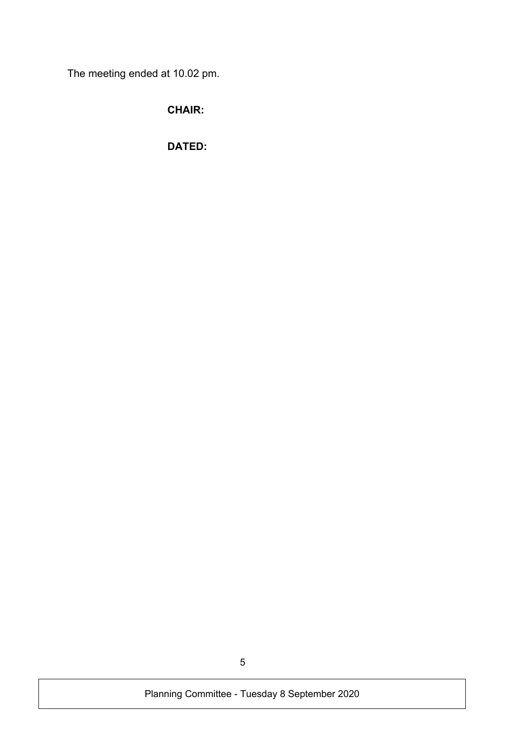The meeting ended at 10.02 pm.

**CHAIR:**

**DATED:**